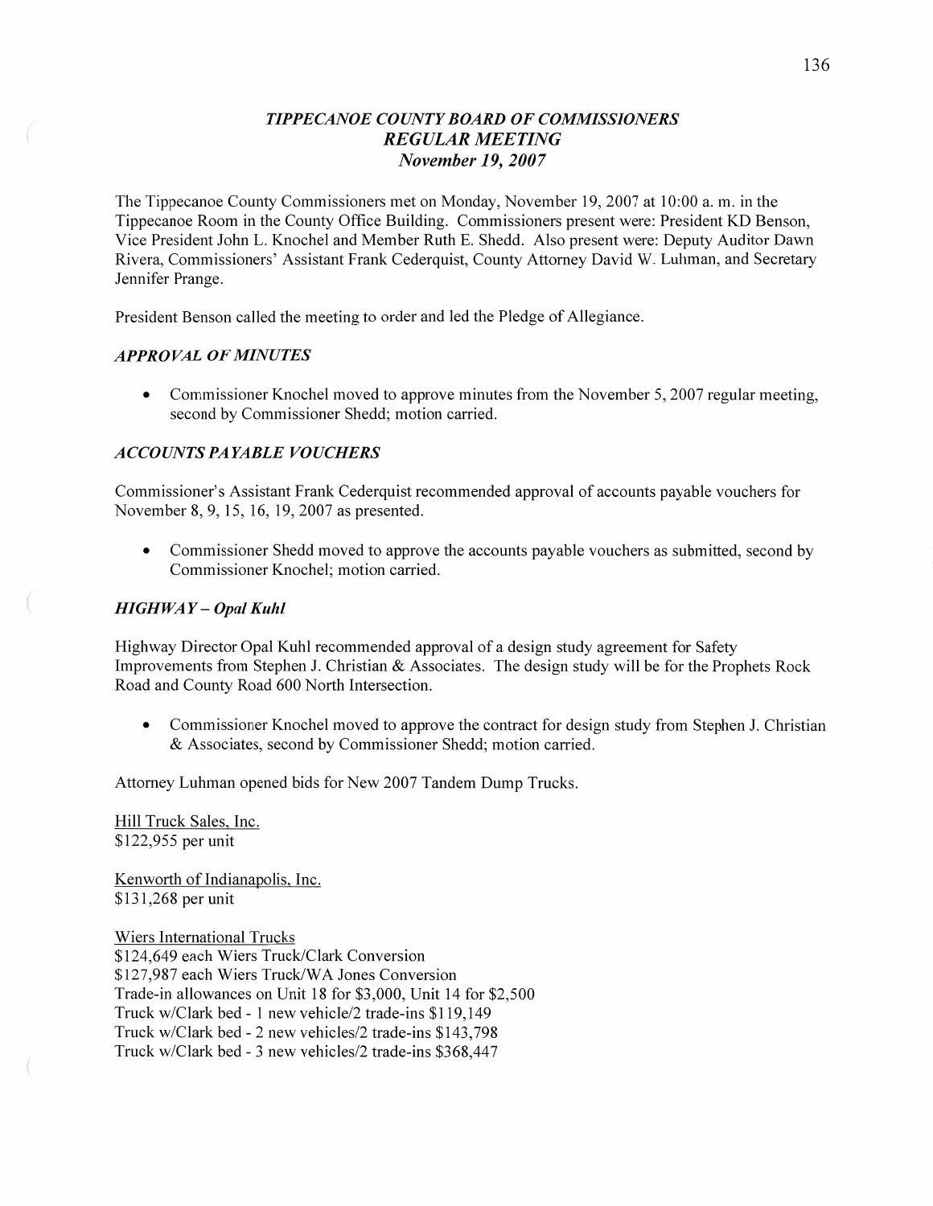# *TIPPECANOE COUNTY BOARD OF COMMISSIONERS*
## *REGULAR MEETING*
### *November 19, 2007*

The Tippecanoe County Commissioners met on Monday, November 19, 2007 at 10:00 a. m. in the Tippecanoe Room in the County Office Building. Commissioners present were: President KD Benson, Vice President John L. Knochel and Member Ruth E. Shedd. Also present were: Deputy Auditor Dawn Rivera, Commissioners' Assistant Frank Cederquist, County Attorney David W. Luhman, and Secretary Jennifer Prange.

President Benson called the meeting to order and led the Pledge of Allegiance.

### *APPROVAL OF MINUTES*

- Commissioner Knochel moved to approve minutes from the November 5, 2007 regular meeting, second by Commissioner Shedd; motion carried.

### *ACCOUNTS PAYABLE VOUCHERS*

Commissioner's Assistant Frank Cederquist recommended approval of accounts payable vouchers for November 8, 9, 15, 16, 19, 2007 as presented.

- Commissioner Shedd moved to approve the accounts payable vouchers as submitted, second by Commissioner Knochel; motion carried.

### *HIGHWAY – Opal Kuhl*

Highway Director Opal Kuhl recommended approval of a design study agreement for Safety Improvements from Stephen J. Christian & Associates. The design study will be for the Prophets Rock Road and County Road 600 North Intersection.

- Commissioner Knochel moved to approve the contract for design study from Stephen J. Christian & Associates, second by Commissioner Shedd; motion carried.

Attorney Luhman opened bids for New 2007 Tandem Dump Trucks.

Hill Truck Sales, Inc.
$122,955 per unit

Kenworth of Indianapolis, Inc.
$131,268 per unit

Wiers International Trucks
$124,649 each Wiers Truck/Clark Conversion
$127,987 each Wiers Truck/WA Jones Conversion
Trade-in allowances on Unit 18 for $3,000, Unit 14 for $2,500
Truck w/Clark bed - 1 new vehicle/2 trade-ins $119,149
Truck w/Clark bed - 2 new vehicles/2 trade-ins $143,798
Truck w/Clark bed - 3 new vehicles/2 trade-ins $368,447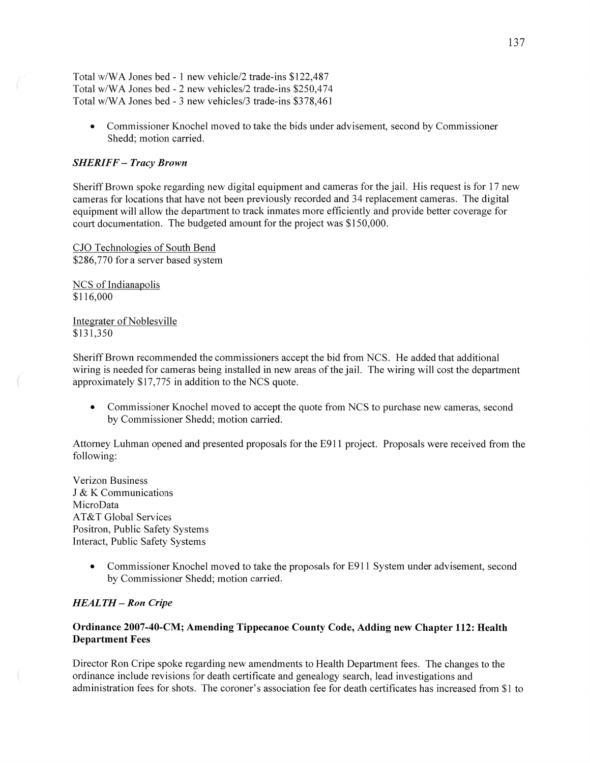Total w/WA Jones bed - 1 new vehicle/2 trade-ins $122,487
Total w/WA Jones bed - 2 new vehicles/2 trade-ins $250,474
Total w/WA Jones bed - 3 new vehicles/3 trade-ins $378,461

- Commissioner Knochel moved to take the bids under advisement, second by Commissioner Shedd; motion carried.

### *SHERIFF – Tracy Brown*

Sheriff Brown spoke regarding new digital equipment and cameras for the jail. His request is for 17 new cameras for locations that have not been previously recorded and 34 replacement cameras. The digital equipment will allow the department to track inmates more efficiently and provide better coverage for court documentation. The budgeted amount for the project was $150,000.

CJO Technologies of South Bend
$286,770 for a server based system

NCS of Indianapolis
$116,000

Integrater of Noblesville
$131,350

Sheriff Brown recommended the commissioners accept the bid from NCS. He added that additional wiring is needed for cameras being installed in new areas of the jail. The wiring will cost the department approximately $17,775 in addition to the NCS quote.

- Commissioner Knochel moved to accept the quote from NCS to purchase new cameras, second by Commissioner Shedd; motion carried.

Attorney Luhman opened and presented proposals for the E911 project. Proposals were received from the following:

Verizon Business
J & K Communications
MicroData
AT&T Global Services
Positron, Public Safety Systems
Interact, Public Safety Systems

- Commissioner Knochel moved to take the proposals for E911 System under advisement, second by Commissioner Shedd; motion carried.

### *HEALTH – Ron Cripe*

**Ordinance 2007-40-CM; Amending Tippecanoe County Code, Adding new Chapter 112: Health Department Fees**

Director Ron Cripe spoke regarding new amendments to Health Department fees. The changes to the ordinance include revisions for death certificate and genealogy search, lead investigations and administration fees for shots. The coroner's association fee for death certificates has increased from $1 to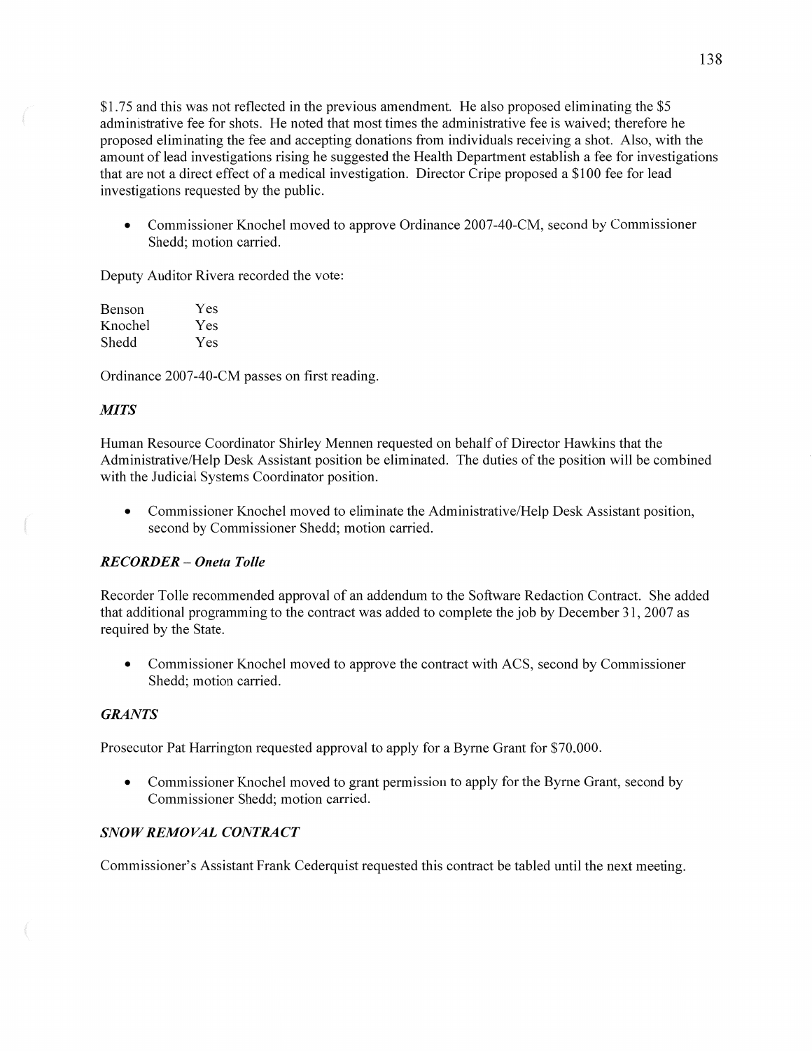$1.75 and this was not reflected in the previous amendment. He also proposed eliminating the $5 administrative fee for shots. He noted that most times the administrative fee is waived; therefore he proposed eliminating the fee and accepting donations from individuals receiving a shot. Also, with the amount of lead investigations rising he suggested the Health Department establish a fee for investigations that are not a direct effect of a medical investigation. Director Cripe proposed a $100 fee for lead investigations requested by the public.

- Commissioner Knochel moved to approve Ordinance 2007-40-CM, second by Commissioner Shedd; motion carried.

Deputy Auditor Rivera recorded the vote:

| | |
|---|---|
| Benson | Yes |
| Knochel | Yes |
| Shedd | Yes |

Ordinance 2007-40-CM passes on first reading.

### *MITS*

Human Resource Coordinator Shirley Mennen requested on behalf of Director Hawkins that the Administrative/Help Desk Assistant position be eliminated. The duties of the position will be combined with the Judicial Systems Coordinator position.

- Commissioner Knochel moved to eliminate the Administrative/Help Desk Assistant position, second by Commissioner Shedd; motion carried.

### *RECORDER – Oneta Tolle*

Recorder Tolle recommended approval of an addendum to the Software Redaction Contract. She added that additional programming to the contract was added to complete the job by December 31, 2007 as required by the State.

- Commissioner Knochel moved to approve the contract with ACS, second by Commissioner Shedd; motion carried.

### *GRANTS*

Prosecutor Pat Harrington requested approval to apply for a Byrne Grant for $70,000.

- Commissioner Knochel moved to grant permission to apply for the Byrne Grant, second by Commissioner Shedd; motion carried.

### *SNOW REMOVAL CONTRACT*

Commissioner's Assistant Frank Cederquist requested this contract be tabled until the next meeting.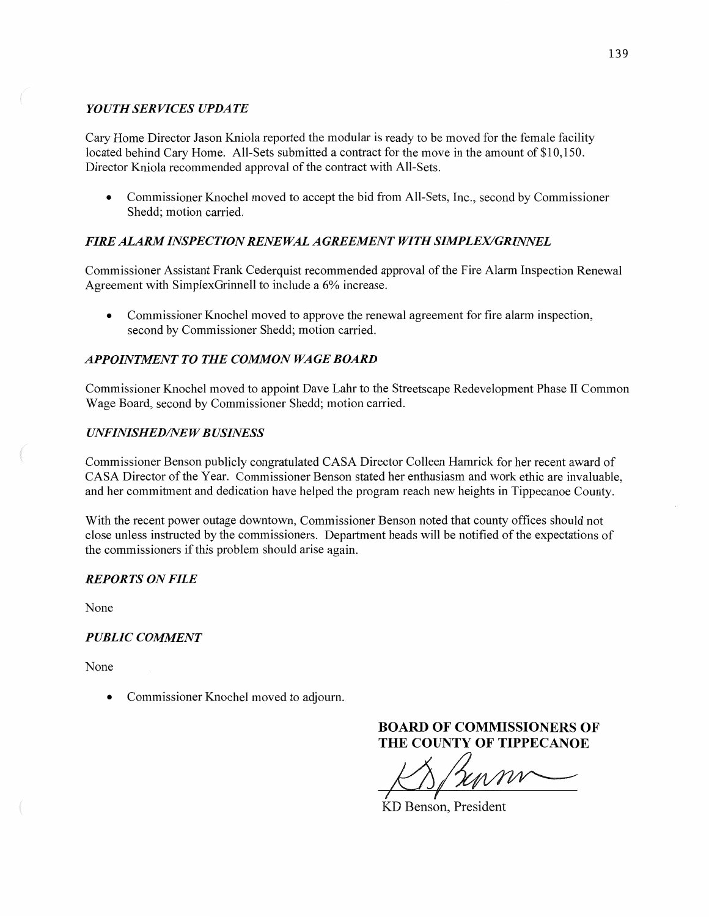### *YOUTH SERVICES UPDATE*

Cary Home Director Jason Kniola reported the modular is ready to be moved for the female facility located behind Cary Home. All-Sets submitted a contract for the move in the amount of $10,150. Director Kniola recommended approval of the contract with All-Sets.

- Commissioner Knochel moved to accept the bid from All-Sets, Inc., second by Commissioner Shedd; motion carried.

### *FIRE ALARM INSPECTION RENEWAL AGREEMENT WITH SIMPLEX/GRINNEL*

Commissioner Assistant Frank Cederquist recommended approval of the Fire Alarm Inspection Renewal Agreement with SimplexGrinnell to include a 6% increase.

- Commissioner Knochel moved to approve the renewal agreement for fire alarm inspection, second by Commissioner Shedd; motion carried.

### *APPOINTMENT TO THE COMMON WAGE BOARD*

Commissioner Knochel moved to appoint Dave Lahr to the Streetscape Redevelopment Phase II Common Wage Board, second by Commissioner Shedd; motion carried.

### *UNFINISHED/NEW BUSINESS*

Commissioner Benson publicly congratulated CASA Director Colleen Hamrick for her recent award of CASA Director of the Year. Commissioner Benson stated her enthusiasm and work ethic are invaluable, and her commitment and dedication have helped the program reach new heights in Tippecanoe County.

With the recent power outage downtown, Commissioner Benson noted that county offices should not close unless instructed by the commissioners. Department heads will be notified of the expectations of the commissioners if this problem should arise again.

### *REPORTS ON FILE*

None

### *PUBLIC COMMENT*

None

- Commissioner Knochel moved to adjourn.

**BOARD OF COMMISSIONERS OF THE COUNTY OF TIPPECANOE**

KD Benson, President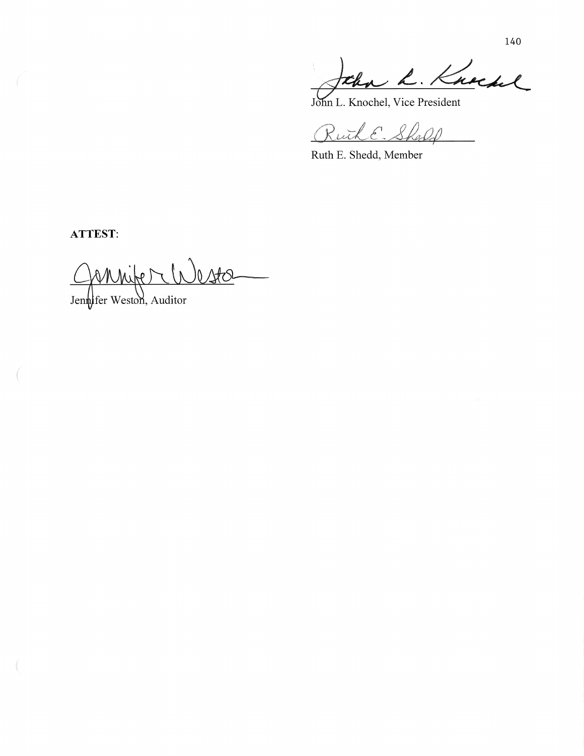John L. Knochel, Vice President

Ruth E. Shedd, Member

**ATTEST**:

Jennifer Weston, Auditor